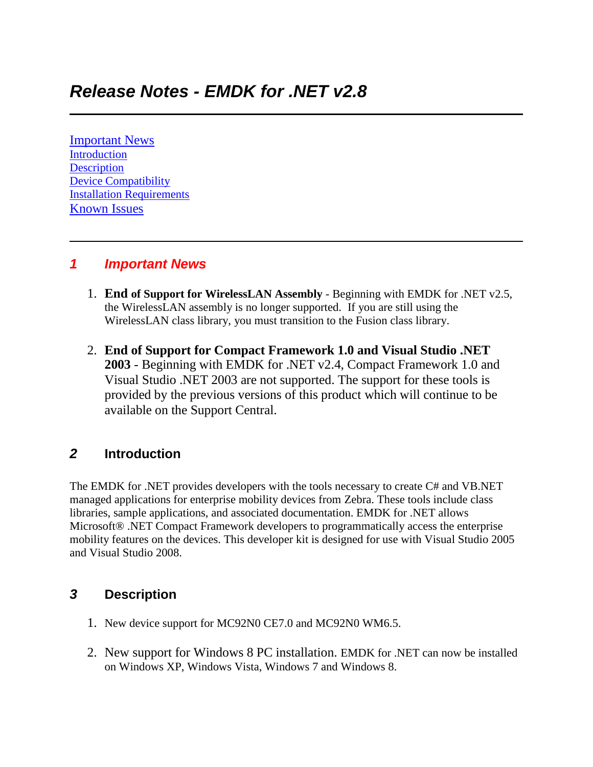# *Release Notes - EMDK for .NET v2.8*

---

[Important News](#)
[Introduction](#)
[Description](#)
[Device Compatibility](#)
[Installation Requirements](#)
[Known Issues](#)

---

## *1 Important News*

1. **End of Support for WirelessLAN Assembly** - Beginning with EMDK for .NET v2.5, the WirelessLAN assembly is no longer supported. If you are still using the WirelessLAN class library, you must transition to the Fusion class library.

2. **End of Support for Compact Framework 1.0 and Visual Studio .NET 2003** - Beginning with EMDK for .NET v2.4, Compact Framework 1.0 and Visual Studio .NET 2003 are not supported. The support for these tools is provided by the previous versions of this product which will continue to be available on the Support Central.

## *2* Introduction

The EMDK for .NET provides developers with the tools necessary to create C# and VB.NET managed applications for enterprise mobility devices from Zebra. These tools include class libraries, sample applications, and associated documentation. EMDK for .NET allows Microsoft® .NET Compact Framework developers to programmatically access the enterprise mobility features on the devices. This developer kit is designed for use with Visual Studio 2005 and Visual Studio 2008.

## *3* Description

1. New device support for MC92N0 CE7.0 and MC92N0 WM6.5.

2. New support for Windows 8 PC installation. EMDK for .NET can now be installed on Windows XP, Windows Vista, Windows 7 and Windows 8.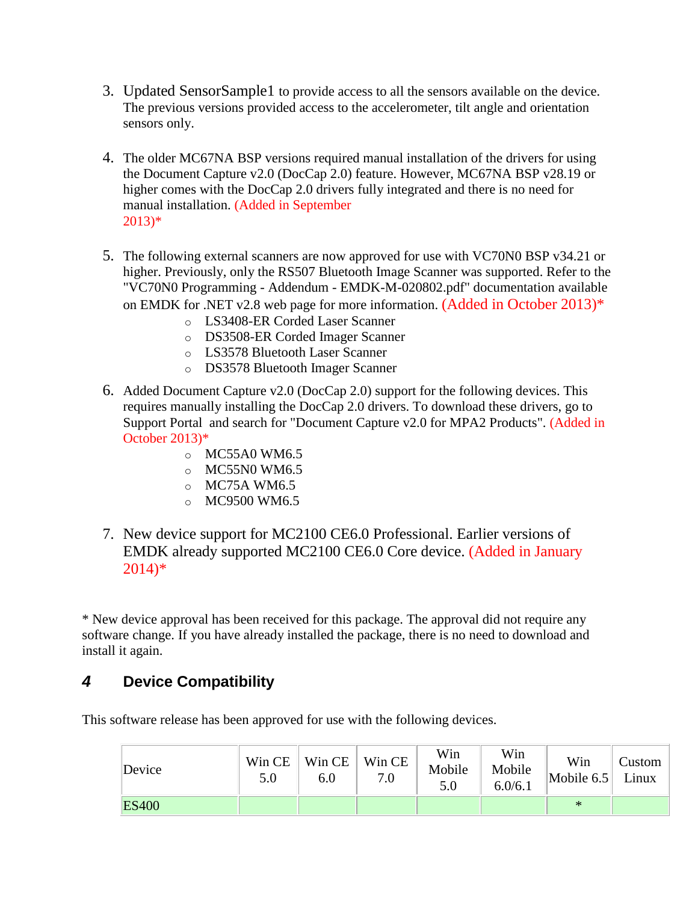3. Updated SensorSample1 to provide access to all the sensors available on the device. The previous versions provided access to the accelerometer, tilt angle and orientation sensors only.

4. The older MC67NA BSP versions required manual installation of the drivers for using the Document Capture v2.0 (DocCap 2.0) feature. However, MC67NA BSP v28.19 or higher comes with the DocCap 2.0 drivers fully integrated and there is no need for manual installation. (Added in September 2013)*

5. The following external scanners are now approved for use with VC70N0 BSP v34.21 or higher. Previously, only the RS507 Bluetooth Image Scanner was supported. Refer to the "VC70N0 Programming - Addendum - EMDK-M-020802.pdf" documentation available on EMDK for .NET v2.8 web page for more information. (Added in October 2013)*
   - LS3408-ER Corded Laser Scanner
   - DS3508-ER Corded Imager Scanner
   - LS3578 Bluetooth Laser Scanner
   - DS3578 Bluetooth Imager Scanner

6. Added Document Capture v2.0 (DocCap 2.0) support for the following devices. This requires manually installing the DocCap 2.0 drivers. To download these drivers, go to Support Portal and search for "Document Capture v2.0 for MPA2 Products". (Added in October 2013)*
   - MC55A0 WM6.5
   - MC55N0 WM6.5
   - MC75A WM6.5
   - MC9500 WM6.5

7. New device support for MC2100 CE6.0 Professional. Earlier versions of EMDK already supported MC2100 CE6.0 Core device. (Added in January 2014)*

\* New device approval has been received for this package. The approval did not require any software change. If you have already installed the package, there is no need to download and install it again.

## 4 Device Compatibility

This software release has been approved for use with the following devices.

| Device | Win CE 5.0 | Win CE 6.0 | Win CE 7.0 | Win Mobile 5.0 | Win Mobile 6.0/6.1 | Win Mobile 6.5 | Custom Linux |
|---|---|---|---|---|---|---|---|
| ES400 | | | | | | * | |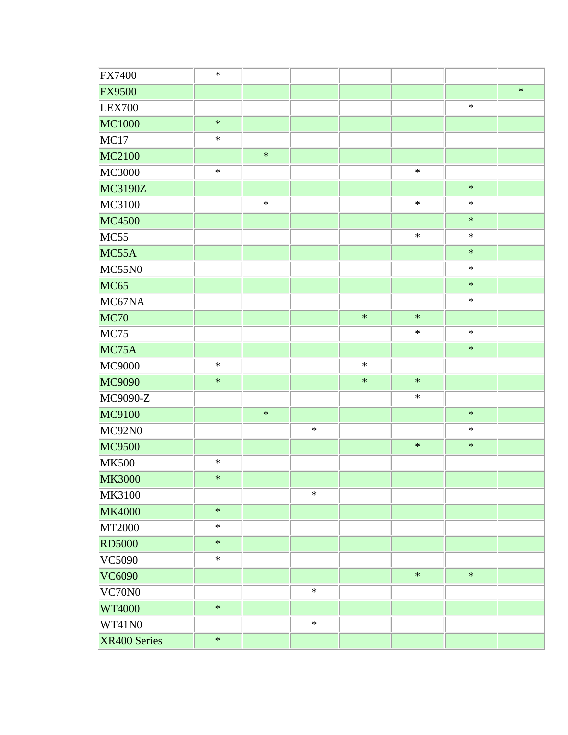| | | | | | | | |
|---|---|---|---|---|---|---|---|
| FX7400 | * | | | | | | |
| FX9500 | | | | | | | * |
| LEX700 | | | | | | * | |
| MC1000 | * | | | | | | |
| MC17 | * | | | | | | |
| MC2100 | | * | | | | | |
| MC3000 | * | | | | * | | |
| MC3190Z | | | | | | * | |
| MC3100 | | * | | | * | * | |
| MC4500 | | | | | | * | |
| MC55 | | | | | * | * | |
| MC55A | | | | | | * | |
| MC55N0 | | | | | | * | |
| MC65 | | | | | | * | |
| MC67NA | | | | | | * | |
| MC70 | | | | * | * | | |
| MC75 | | | | | * | * | |
| MC75A | | | | | | * | |
| MC9000 | * | | | * | | | |
| MC9090 | * | | | * | * | | |
| MC9090-Z | | | | | * | | |
| MC9100 | | * | | | | * | |
| MC92N0 | | | * | | | * | |
| MC9500 | | | | | * | * | |
| MK500 | * | | | | | | |
| MK3000 | * | | | | | | |
| MK3100 | | | * | | | | |
| MK4000 | * | | | | | | |
| MT2000 | * | | | | | | |
| RD5000 | * | | | | | | |
| VC5090 | * | | | | | | |
| VC6090 | | | | | * | * | |
| VC70N0 | | | * | | | | |
| WT4000 | * | | | | | | |
| WT41N0 | | | * | | | | |
| XR400 Series | * | | | | | | |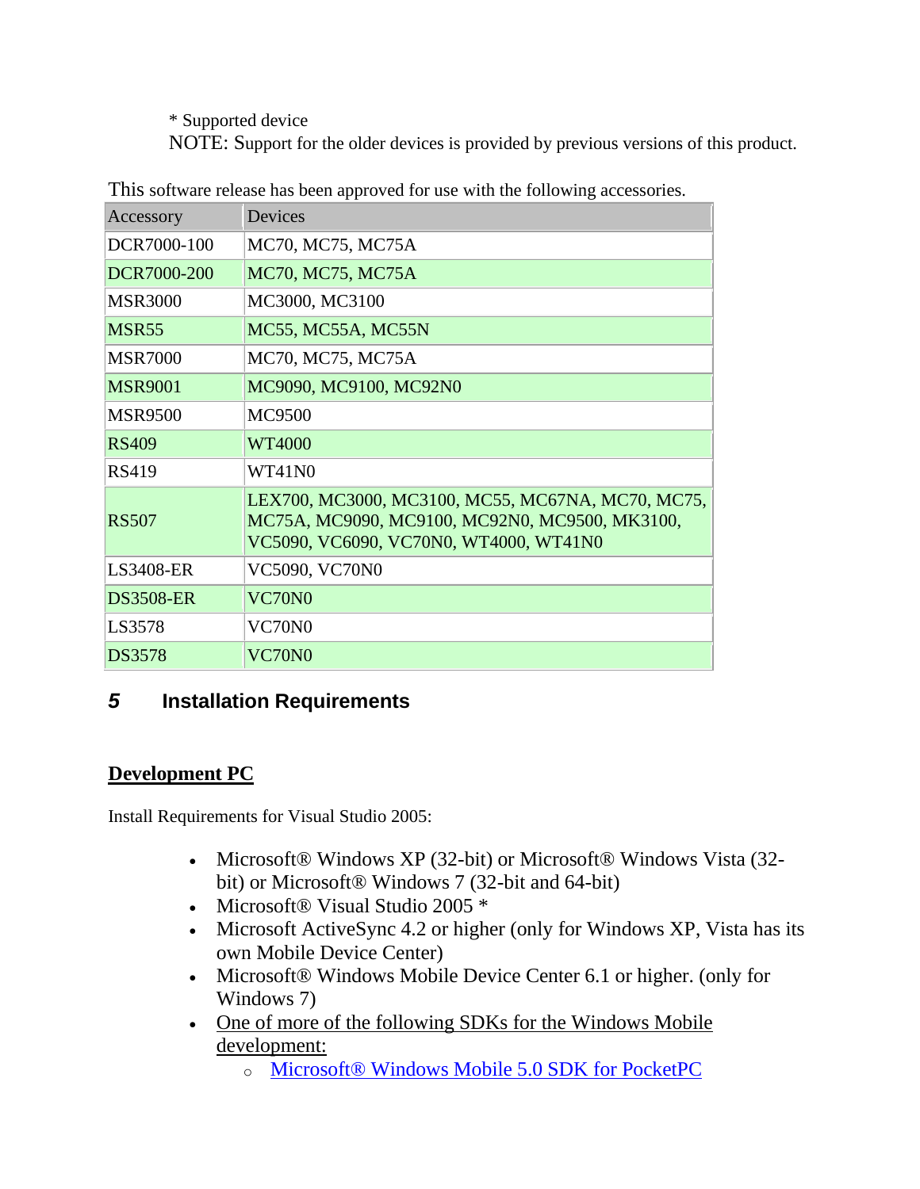\* Supported device
NOTE: Support for the older devices is provided by previous versions of this product.

This software release has been approved for use with the following accessories.

| Accessory | Devices |
| --- | --- |
| DCR7000-100 | MC70, MC75, MC75A |
| DCR7000-200 | MC70, MC75, MC75A |
| MSR3000 | MC3000, MC3100 |
| MSR55 | MC55, MC55A, MC55N |
| MSR7000 | MC70, MC75, MC75A |
| MSR9001 | MC9090, MC9100, MC92N0 |
| MSR9500 | MC9500 |
| RS409 | WT4000 |
| RS419 | WT41N0 |
| RS507 | LEX700, MC3000, MC3100, MC55, MC67NA, MC70, MC75, MC75A, MC9090, MC9100, MC92N0, MC9500, MK3100, VC5090, VC6090, VC70N0, WT4000, WT41N0 |
| LS3408-ER | VC5090, VC70N0 |
| DS3508-ER | VC70N0 |
| LS3578 | VC70N0 |
| DS3578 | VC70N0 |

## 5 Installation Requirements

### Development PC

Install Requirements for Visual Studio 2005:

- Microsoft® Windows XP (32-bit) or Microsoft® Windows Vista (32-bit) or Microsoft® Windows 7 (32-bit and 64-bit)
- Microsoft® Visual Studio 2005 *
- Microsoft ActiveSync 4.2 or higher (only for Windows XP, Vista has its own Mobile Device Center)
- Microsoft® Windows Mobile Device Center 6.1 or higher. (only for Windows 7)
- One of more of the following SDKs for the Windows Mobile development:
  - Microsoft® Windows Mobile 5.0 SDK for PocketPC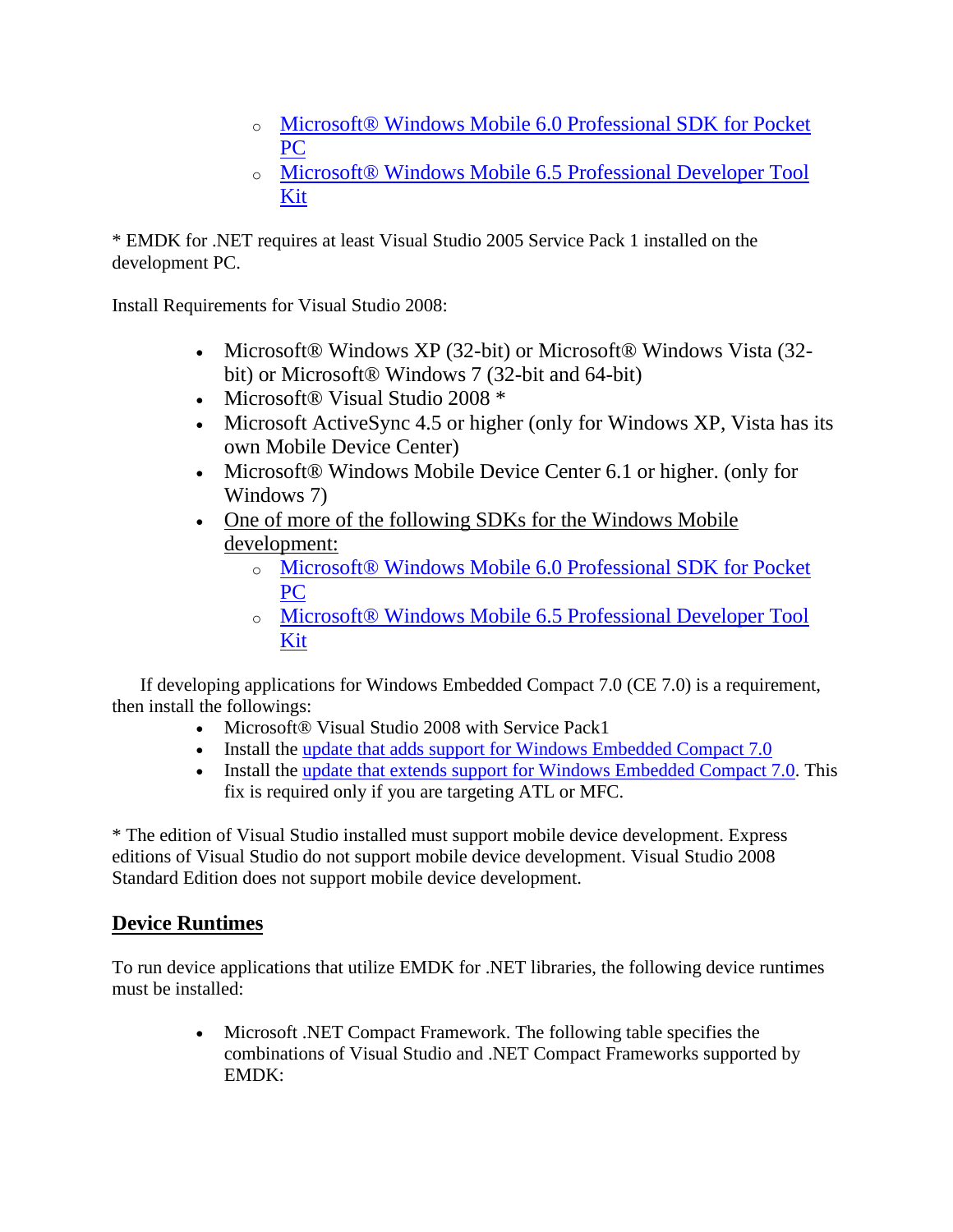- Microsoft® Windows Mobile 6.0 Professional SDK for Pocket PC
    - Microsoft® Windows Mobile 6.5 Professional Developer Tool Kit

* EMDK for .NET requires at least Visual Studio 2005 Service Pack 1 installed on the development PC.

Install Requirements for Visual Studio 2008:

- Microsoft® Windows XP (32-bit) or Microsoft® Windows Vista (32-bit) or Microsoft® Windows 7 (32-bit and 64-bit)
- Microsoft® Visual Studio 2008 *
- Microsoft ActiveSync 4.5 or higher (only for Windows XP, Vista has its own Mobile Device Center)
- Microsoft® Windows Mobile Device Center 6.1 or higher. (only for Windows 7)
- One of more of the following SDKs for the Windows Mobile development:
    - Microsoft® Windows Mobile 6.0 Professional SDK for Pocket PC
    - Microsoft® Windows Mobile 6.5 Professional Developer Tool Kit

If developing applications for Windows Embedded Compact 7.0 (CE 7.0) is a requirement, then install the followings:

- Microsoft® Visual Studio 2008 with Service Pack1
- Install the update that adds support for Windows Embedded Compact 7.0
- Install the update that extends support for Windows Embedded Compact 7.0. This fix is required only if you are targeting ATL or MFC.

* The edition of Visual Studio installed must support mobile device development. Express editions of Visual Studio do not support mobile device development. Visual Studio 2008 Standard Edition does not support mobile device development.

## Device Runtimes

To run device applications that utilize EMDK for .NET libraries, the following device runtimes must be installed:

- Microsoft .NET Compact Framework. The following table specifies the combinations of Visual Studio and .NET Compact Frameworks supported by EMDK: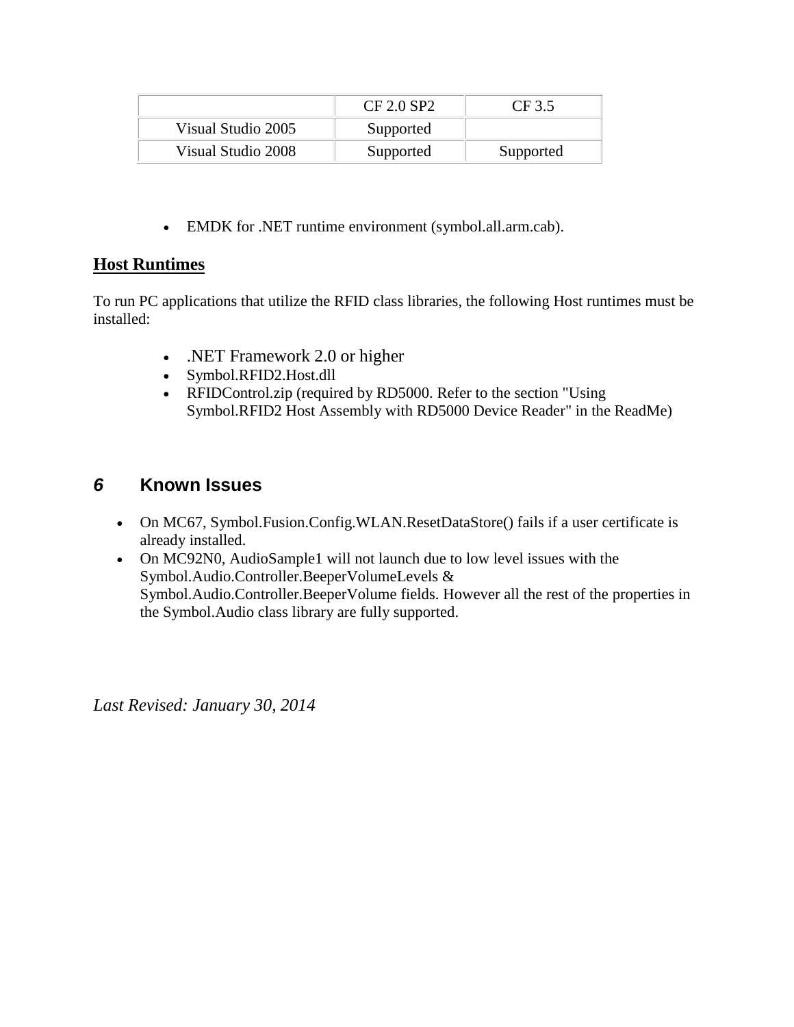| | CF 2.0 SP2 | CF 3.5 |
|---|---|---|
| Visual Studio 2005 | Supported | |
| Visual Studio 2008 | Supported | Supported |

- EMDK for .NET runtime environment (symbol.all.arm.cab).

## Host Runtimes

To run PC applications that utilize the RFID class libraries, the following Host runtimes must be installed:

- .NET Framework 2.0 or higher
- Symbol.RFID2.Host.dll
- RFIDControl.zip (required by RD5000. Refer to the section "Using Symbol.RFID2 Host Assembly with RD5000 Device Reader" in the ReadMe)

# *6* Known Issues

- On MC67, Symbol.Fusion.Config.WLAN.ResetDataStore() fails if a user certificate is already installed.
- On MC92N0, AudioSample1 will not launch due to low level issues with the Symbol.Audio.Controller.BeeperVolumeLevels & Symbol.Audio.Controller.BeeperVolume fields. However all the rest of the properties in the Symbol.Audio class library are fully supported.

*Last Revised: January 30, 2014*